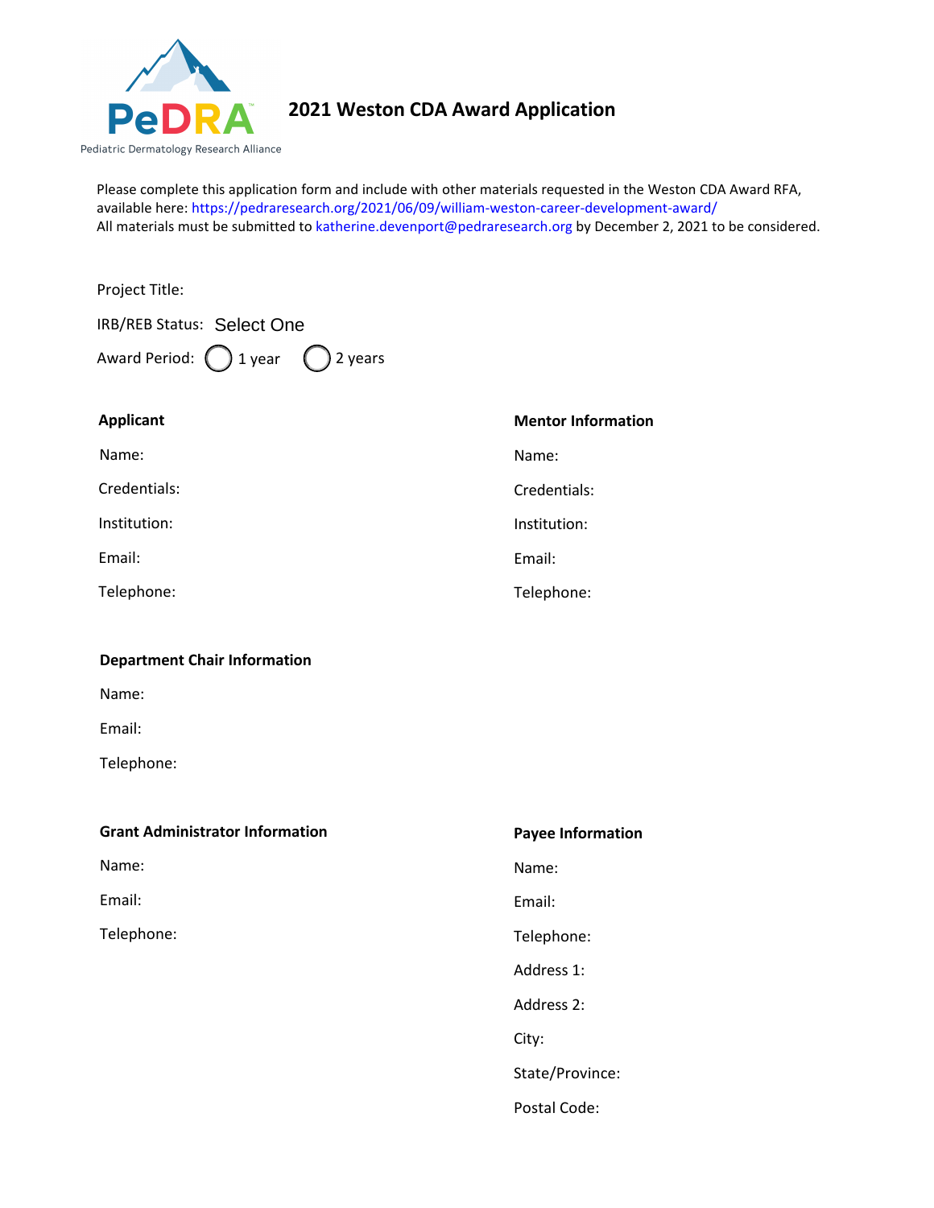PeDRA

Pediatric Dermatology Research Alliance

# 2021 Weston CDA Award Application

Please complete this application form and include with other materials requested in the Weston CDA Award RFA, available here: https://pedraresearch.org/2021/06/09/william-weston-career-development-award/
All materials must be submitted to katherine.devenport@pedraresearch.org by December 2, 2021 to be considered.

Project Title:

IRB/REB Status: Select One

Award Period: ○ 1 year ○ 2 years

**Applicant**

Name:

Credentials:

Institution:

Email:

Telephone:

**Mentor Information**

Name:

Credentials:

Institution:

Email:

Telephone:

**Department Chair Information**

Name:

Email:

Telephone:

**Grant Administrator Information**

Name:

Email:

Telephone:

**Payee Information**

Name:

Email:

Telephone:

Address 1:

Address 2:

City:

State/Province:

Postal Code: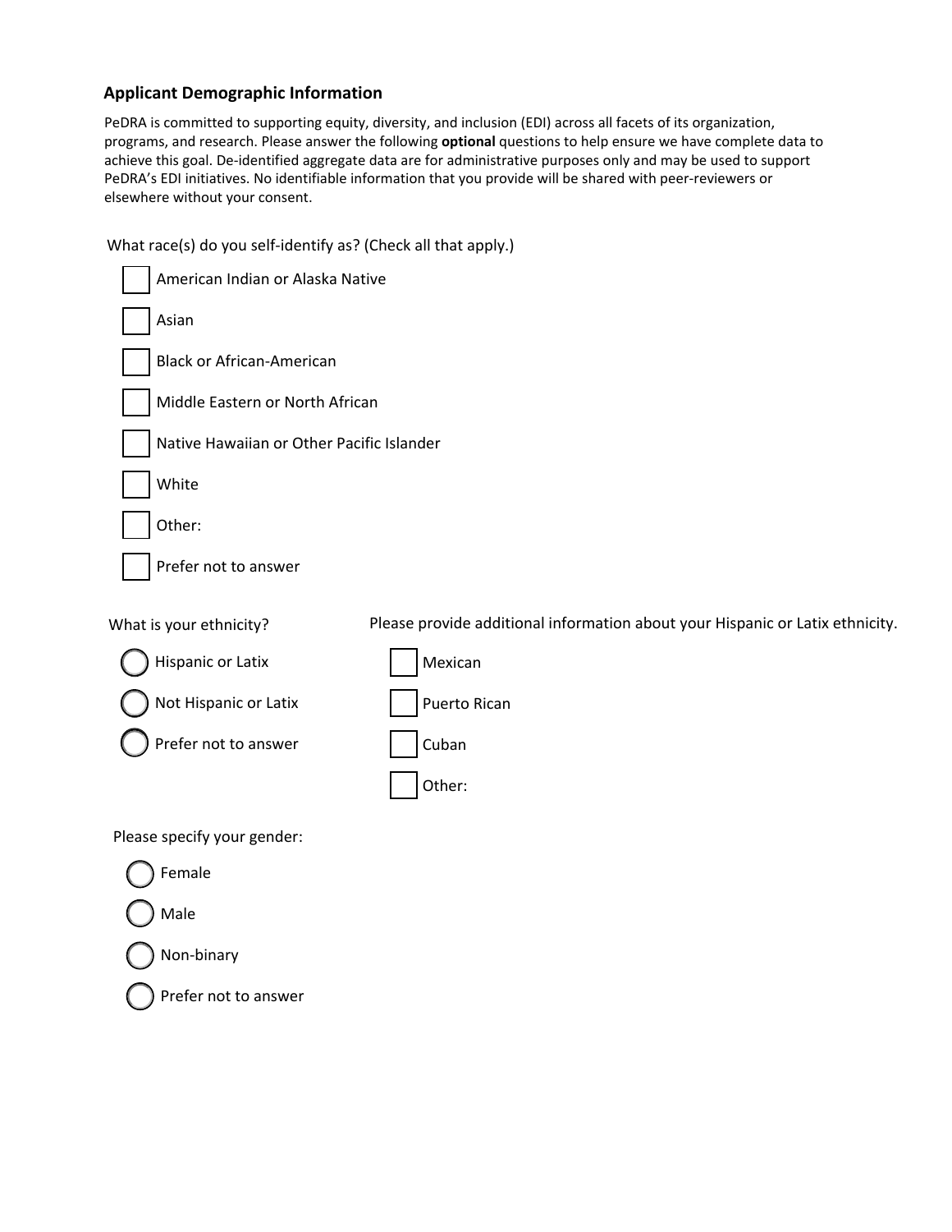## Applicant Demographic Information

PeDRA is committed to supporting equity, diversity, and inclusion (EDI) across all facets of its organization, programs, and research. Please answer the following **optional** questions to help ensure we have complete data to achieve this goal. De-identified aggregate data are for administrative purposes only and may be used to support PeDRA's EDI initiatives. No identifiable information that you provide will be shared with peer-reviewers or elsewhere without your consent.

What race(s) do you self-identify as? (Check all that apply.)

- ☐ American Indian or Alaska Native
- ☐ Asian
- ☐ Black or African-American
- ☐ Middle Eastern or North African
- ☐ Native Hawaiian or Other Pacific Islander
- ☐ White
- ☐ Other:
- ☐ Prefer not to answer

What is your ethnicity?

- ◯ Hispanic or Latix
- ◯ Not Hispanic or Latix
- ◯ Prefer not to answer

Please provide additional information about your Hispanic or Latix ethnicity.

- ☐ Mexican
- ☐ Puerto Rican
- ☐ Cuban
- ☐ Other:

Please specify your gender:

- ◯ Female
- ◯ Male
- ◯ Non-binary
- ◯ Prefer not to answer